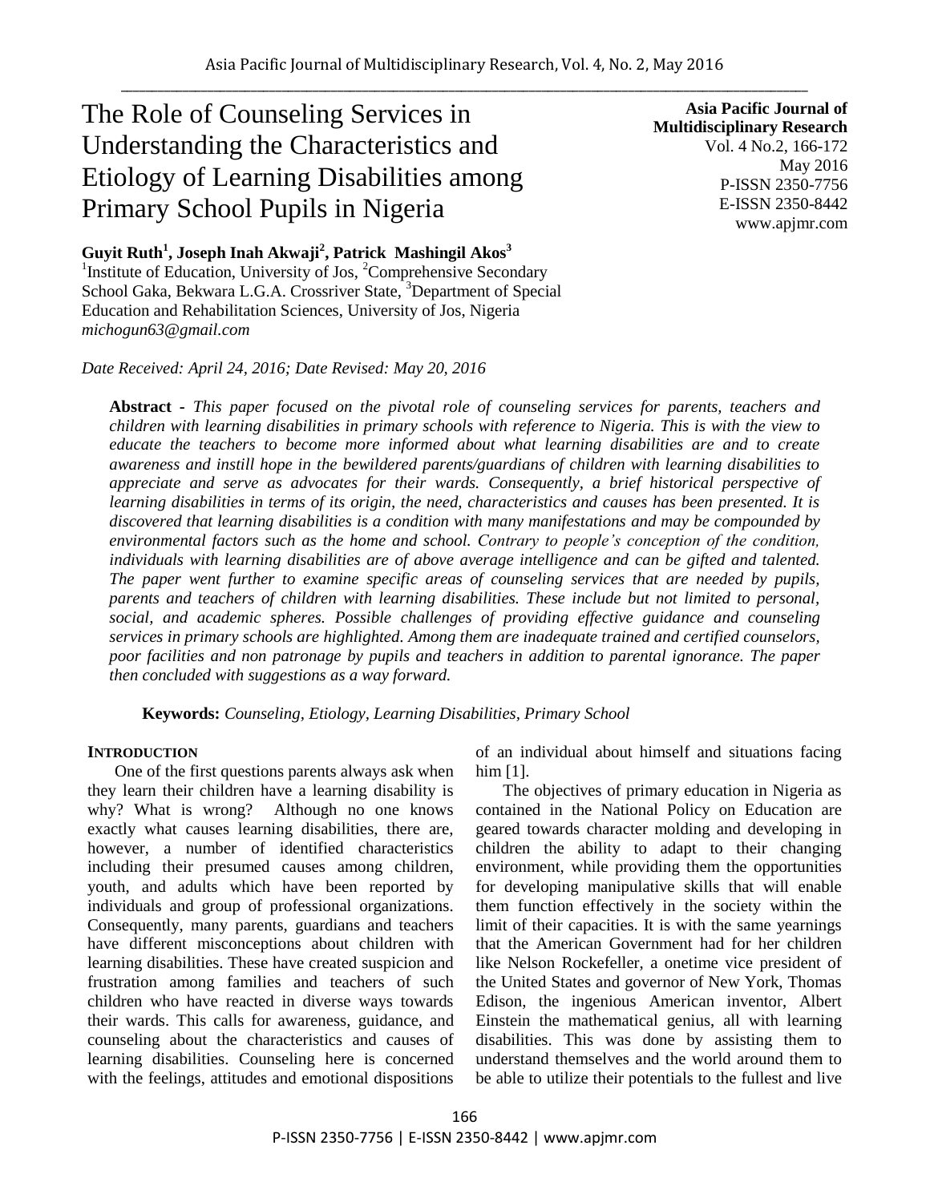# The Role of Counseling Services in Understanding the Characteristics and Etiology of Learning Disabilities among Primary School Pupils in Nigeria

**Asia Pacific Journal of Multidisciplinary Research**
Vol. 4 No.2, 166-172
May 2016
P-ISSN 2350-7756
E-ISSN 2350-8442
www.apjmr.com

**Guyit Ruth[1], Joseph Inah Akwaji[2], Patrick Mashingil Akos[3]**

[1]Institute of Education, University of Jos, [2]Comprehensive Secondary School Gaka, Bekwara L.G.A. Crossriver State, [3]Department of Special Education and Rehabilitation Sciences, University of Jos, Nigeria
*michogun63@gmail.com*

*Date Received: April 24, 2016; Date Revised: May 20, 2016*

**Abstract -** *This paper focused on the pivotal role of counseling services for parents, teachers and children with learning disabilities in primary schools with reference to Nigeria. This is with the view to educate the teachers to become more informed about what learning disabilities are and to create awareness and instill hope in the bewildered parents/guardians of children with learning disabilities to appreciate and serve as advocates for their wards. Consequently, a brief historical perspective of learning disabilities in terms of its origin, the need, characteristics and causes has been presented. It is discovered that learning disabilities is a condition with many manifestations and may be compounded by environmental factors such as the home and school. Contrary to people's conception of the condition, individuals with learning disabilities are of above average intelligence and can be gifted and talented. The paper went further to examine specific areas of counseling services that are needed by pupils, parents and teachers of children with learning disabilities. These include but not limited to personal, social, and academic spheres. Possible challenges of providing effective guidance and counseling services in primary schools are highlighted. Among them are inadequate trained and certified counselors, poor facilities and non patronage by pupils and teachers in addition to parental ignorance. The paper then concluded with suggestions as a way forward.*

**Keywords:** *Counseling, Etiology, Learning Disabilities, Primary School*

## INTRODUCTION

One of the first questions parents always ask when they learn their children have a learning disability is why? What is wrong? Although no one knows exactly what causes learning disabilities, there are, however, a number of identified characteristics including their presumed causes among children, youth, and adults which have been reported by individuals and group of professional organizations. Consequently, many parents, guardians and teachers have different misconceptions about children with learning disabilities. These have created suspicion and frustration among families and teachers of such children who have reacted in diverse ways towards their wards. This calls for awareness, guidance, and counseling about the characteristics and causes of learning disabilities. Counseling here is concerned with the feelings, attitudes and emotional dispositions of an individual about himself and situations facing him [1].

The objectives of primary education in Nigeria as contained in the National Policy on Education are geared towards character molding and developing in children the ability to adapt to their changing environment, while providing them the opportunities for developing manipulative skills that will enable them function effectively in the society within the limit of their capacities. It is with the same yearnings that the American Government had for her children like Nelson Rockefeller, a onetime vice president of the United States and governor of New York, Thomas Edison, the ingenious American inventor, Albert Einstein the mathematical genius, all with learning disabilities. This was done by assisting them to understand themselves and the world around them to be able to utilize their potentials to the fullest and live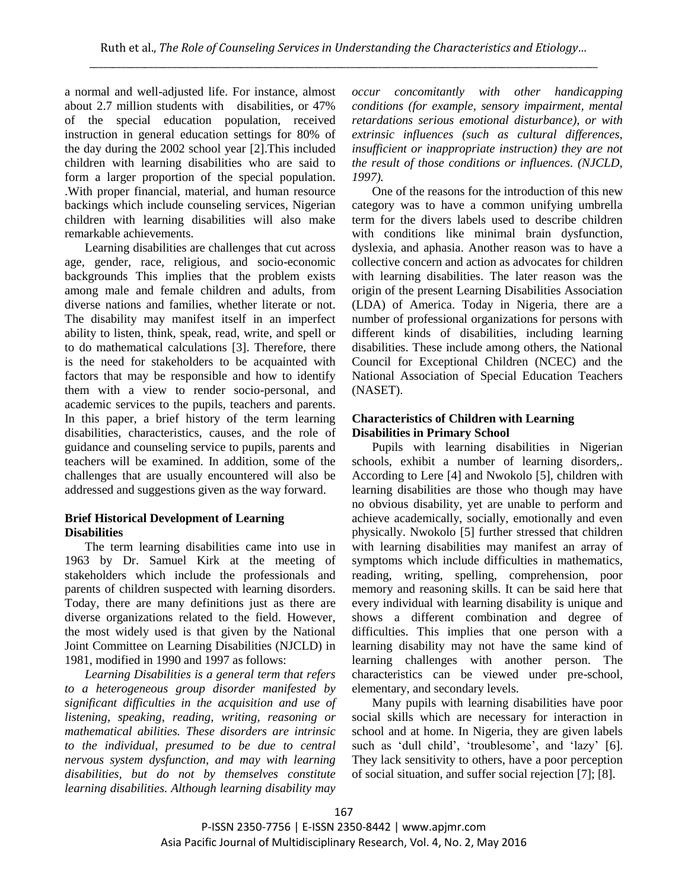a normal and well-adjusted life. For instance, almost about 2.7 million students with disabilities, or 47% of the special education population, received instruction in general education settings for 80% of the day during the 2002 school year [2].This included children with learning disabilities who are said to form a larger proportion of the special population. .With proper financial, material, and human resource backings which include counseling services, Nigerian children with learning disabilities will also make remarkable achievements.

Learning disabilities are challenges that cut across age, gender, race, religious, and socio-economic backgrounds This implies that the problem exists among male and female children and adults, from diverse nations and families, whether literate or not. The disability may manifest itself in an imperfect ability to listen, think, speak, read, write, and spell or to do mathematical calculations [3]. Therefore, there is the need for stakeholders to be acquainted with factors that may be responsible and how to identify them with a view to render socio-personal, and academic services to the pupils, teachers and parents. In this paper, a brief history of the term learning disabilities, characteristics, causes, and the role of guidance and counseling service to pupils, parents and teachers will be examined. In addition, some of the challenges that are usually encountered will also be addressed and suggestions given as the way forward.

### Brief Historical Development of Learning Disabilities

The term learning disabilities came into use in 1963 by Dr. Samuel Kirk at the meeting of stakeholders which include the professionals and parents of children suspected with learning disorders. Today, there are many definitions just as there are diverse organizations related to the field. However, the most widely used is that given by the National Joint Committee on Learning Disabilities (NJCLD) in 1981, modified in 1990 and 1997 as follows:

*Learning Disabilities is a general term that refers to a heterogeneous group disorder manifested by significant difficulties in the acquisition and use of listening, speaking, reading, writing, reasoning or mathematical abilities. These disorders are intrinsic to the individual, presumed to be due to central nervous system dysfunction, and may with learning disabilities, but do not by themselves constitute learning disabilities. Although learning disability may occur concomitantly with other handicapping conditions (for example, sensory impairment, mental retardations serious emotional disturbance), or with extrinsic influences (such as cultural differences, insufficient or inappropriate instruction) they are not the result of those conditions or influences. (NJCLD, 1997).*

One of the reasons for the introduction of this new category was to have a common unifying umbrella term for the divers labels used to describe children with conditions like minimal brain dysfunction, dyslexia, and aphasia. Another reason was to have a collective concern and action as advocates for children with learning disabilities. The later reason was the origin of the present Learning Disabilities Association (LDA) of America. Today in Nigeria, there are a number of professional organizations for persons with different kinds of disabilities, including learning disabilities. These include among others, the National Council for Exceptional Children (NCEC) and the National Association of Special Education Teachers (NASET).

### Characteristics of Children with Learning Disabilities in Primary School

Pupils with learning disabilities in Nigerian schools, exhibit a number of learning disorders,. According to Lere [4] and Nwokolo [5], children with learning disabilities are those who though may have no obvious disability, yet are unable to perform and achieve academically, socially, emotionally and even physically. Nwokolo [5] further stressed that children with learning disabilities may manifest an array of symptoms which include difficulties in mathematics, reading, writing, spelling, comprehension, poor memory and reasoning skills. It can be said here that every individual with learning disability is unique and shows a different combination and degree of difficulties. This implies that one person with a learning disability may not have the same kind of learning challenges with another person. The characteristics can be viewed under pre-school, elementary, and secondary levels.

Many pupils with learning disabilities have poor social skills which are necessary for interaction in school and at home. In Nigeria, they are given labels such as 'dull child', 'troublesome', and 'lazy' [6]. They lack sensitivity to others, have a poor perception of social situation, and suffer social rejection [7]; [8].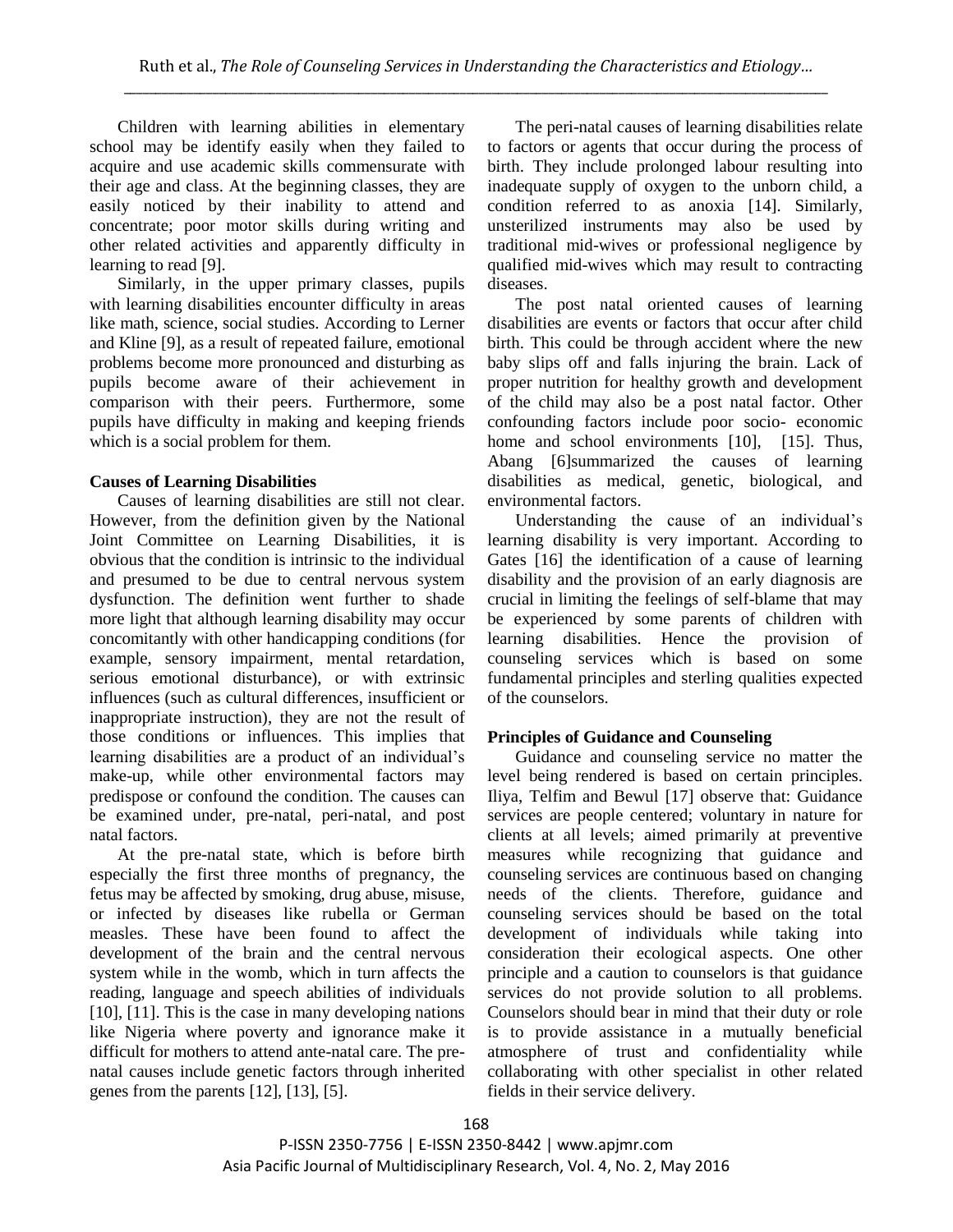Children with learning abilities in elementary school may be identify easily when they failed to acquire and use academic skills commensurate with their age and class. At the beginning classes, they are easily noticed by their inability to attend and concentrate; poor motor skills during writing and other related activities and apparently difficulty in learning to read [9].

Similarly, in the upper primary classes, pupils with learning disabilities encounter difficulty in areas like math, science, social studies. According to Lerner and Kline [9], as a result of repeated failure, emotional problems become more pronounced and disturbing as pupils become aware of their achievement in comparison with their peers. Furthermore, some pupils have difficulty in making and keeping friends which is a social problem for them.

### Causes of Learning Disabilities

Causes of learning disabilities are still not clear. However, from the definition given by the National Joint Committee on Learning Disabilities, it is obvious that the condition is intrinsic to the individual and presumed to be due to central nervous system dysfunction. The definition went further to shade more light that although learning disability may occur concomitantly with other handicapping conditions (for example, sensory impairment, mental retardation, serious emotional disturbance), or with extrinsic influences (such as cultural differences, insufficient or inappropriate instruction), they are not the result of those conditions or influences. This implies that learning disabilities are a product of an individual's make-up, while other environmental factors may predispose or confound the condition. The causes can be examined under, pre-natal, peri-natal, and post natal factors.

At the pre-natal state, which is before birth especially the first three months of pregnancy, the fetus may be affected by smoking, drug abuse, misuse, or infected by diseases like rubella or German measles. These have been found to affect the development of the brain and the central nervous system while in the womb, which in turn affects the reading, language and speech abilities of individuals [10], [11]. This is the case in many developing nations like Nigeria where poverty and ignorance make it difficult for mothers to attend ante-natal care. The pre-natal causes include genetic factors through inherited genes from the parents [12], [13], [5].

The peri-natal causes of learning disabilities relate to factors or agents that occur during the process of birth. They include prolonged labour resulting into inadequate supply of oxygen to the unborn child, a condition referred to as anoxia [14]. Similarly, unsterilized instruments may also be used by traditional mid-wives or professional negligence by qualified mid-wives which may result to contracting diseases.

The post natal oriented causes of learning disabilities are events or factors that occur after child birth. This could be through accident where the new baby slips off and falls injuring the brain. Lack of proper nutrition for healthy growth and development of the child may also be a post natal factor. Other confounding factors include poor socio- economic home and school environments [10], [15]. Thus, Abang [6]summarized the causes of learning disabilities as medical, genetic, biological, and environmental factors.

Understanding the cause of an individual's learning disability is very important. According to Gates [16] the identification of a cause of learning disability and the provision of an early diagnosis are crucial in limiting the feelings of self-blame that may be experienced by some parents of children with learning disabilities. Hence the provision of counseling services which is based on some fundamental principles and sterling qualities expected of the counselors.

### Principles of Guidance and Counseling

Guidance and counseling service no matter the level being rendered is based on certain principles. Iliya, Telfim and Bewul [17] observe that: Guidance services are people centered; voluntary in nature for clients at all levels; aimed primarily at preventive measures while recognizing that guidance and counseling services are continuous based on changing needs of the clients. Therefore, guidance and counseling services should be based on the total development of individuals while taking into consideration their ecological aspects. One other principle and a caution to counselors is that guidance services do not provide solution to all problems. Counselors should bear in mind that their duty or role is to provide assistance in a mutually beneficial atmosphere of trust and confidentiality while collaborating with other specialist in other related fields in their service delivery.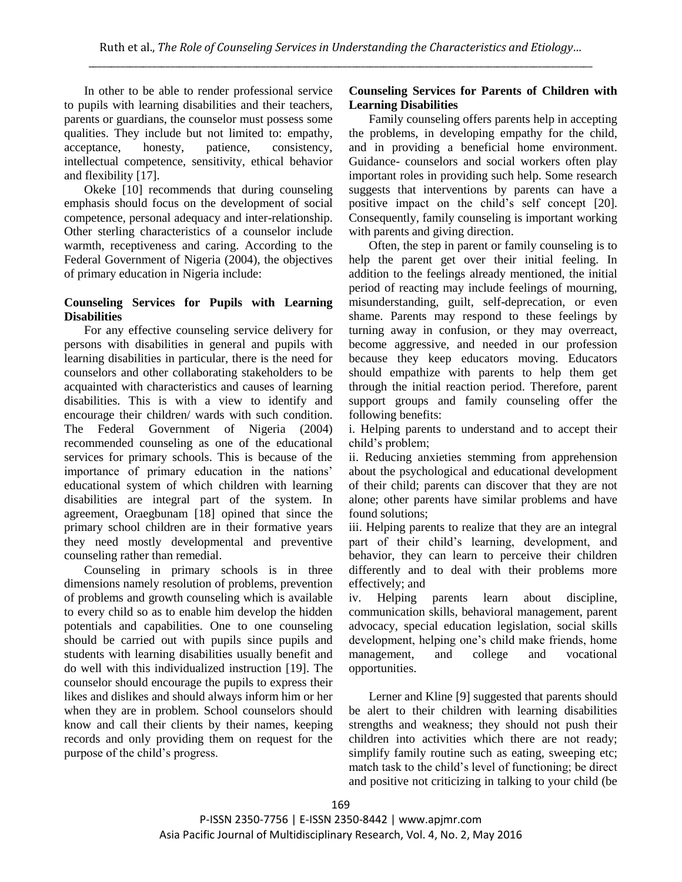In other to be able to render professional service to pupils with learning disabilities and their teachers, parents or guardians, the counselor must possess some qualities. They include but not limited to: empathy, acceptance, honesty, patience, consistency, intellectual competence, sensitivity, ethical behavior and flexibility [17].

Okeke [10] recommends that during counseling emphasis should focus on the development of social competence, personal adequacy and inter-relationship. Other sterling characteristics of a counselor include warmth, receptiveness and caring. According to the Federal Government of Nigeria (2004), the objectives of primary education in Nigeria include:

**Counseling Services for Pupils with Learning Disabilities**

For any effective counseling service delivery for persons with disabilities in general and pupils with learning disabilities in particular, there is the need for counselors and other collaborating stakeholders to be acquainted with characteristics and causes of learning disabilities. This is with a view to identify and encourage their children/ wards with such condition. The Federal Government of Nigeria (2004) recommended counseling as one of the educational services for primary schools. This is because of the importance of primary education in the nations' educational system of which children with learning disabilities are integral part of the system. In agreement, Oraegbunam [18] opined that since the primary school children are in their formative years they need mostly developmental and preventive counseling rather than remedial.

Counseling in primary schools is in three dimensions namely resolution of problems, prevention of problems and growth counseling which is available to every child so as to enable him develop the hidden potentials and capabilities. One to one counseling should be carried out with pupils since pupils and students with learning disabilities usually benefit and do well with this individualized instruction [19]. The counselor should encourage the pupils to express their likes and dislikes and should always inform him or her when they are in problem. School counselors should know and call their clients by their names, keeping records and only providing them on request for the purpose of the child's progress.

**Counseling Services for Parents of Children with Learning Disabilities**

Family counseling offers parents help in accepting the problems, in developing empathy for the child, and in providing a beneficial home environment. Guidance- counselors and social workers often play important roles in providing such help. Some research suggests that interventions by parents can have a positive impact on the child's self concept [20]. Consequently, family counseling is important working with parents and giving direction.

Often, the step in parent or family counseling is to help the parent get over their initial feeling. In addition to the feelings already mentioned, the initial period of reacting may include feelings of mourning, misunderstanding, guilt, self-deprecation, or even shame. Parents may respond to these feelings by turning away in confusion, or they may overreact, become aggressive, and needed in our profession because they keep educators moving. Educators should empathize with parents to help them get through the initial reaction period. Therefore, parent support groups and family counseling offer the following benefits:

i. Helping parents to understand and to accept their child's problem;

ii. Reducing anxieties stemming from apprehension about the psychological and educational development of their child; parents can discover that they are not alone; other parents have similar problems and have found solutions;

iii. Helping parents to realize that they are an integral part of their child's learning, development, and behavior, they can learn to perceive their children differently and to deal with their problems more effectively; and

iv. Helping parents learn about discipline, communication skills, behavioral management, parent advocacy, special education legislation, social skills development, helping one's child make friends, home management, and college and vocational opportunities.

Lerner and Kline [9] suggested that parents should be alert to their children with learning disabilities strengths and weakness; they should not push their children into activities which there are not ready; simplify family routine such as eating, sweeping etc; match task to the child's level of functioning; be direct and positive not criticizing in talking to your child (be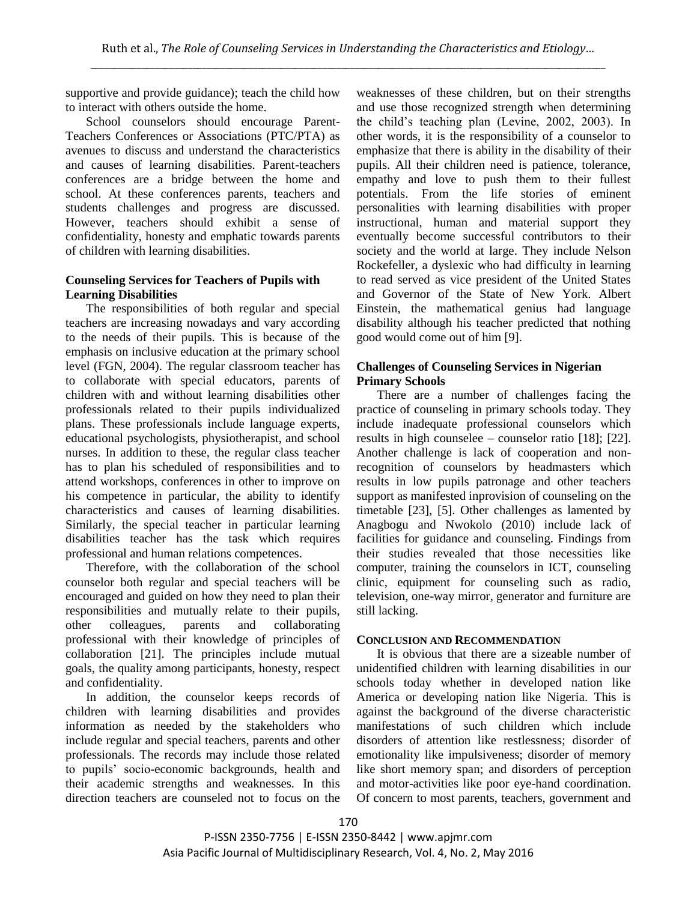supportive and provide guidance); teach the child how to interact with others outside the home.

School counselors should encourage Parent-Teachers Conferences or Associations (PTC/PTA) as avenues to discuss and understand the characteristics and causes of learning disabilities. Parent-teachers conferences are a bridge between the home and school. At these conferences parents, teachers and students challenges and progress are discussed. However, teachers should exhibit a sense of confidentiality, honesty and emphatic towards parents of children with learning disabilities.

**Counseling Services for Teachers of Pupils with Learning Disabilities**

The responsibilities of both regular and special teachers are increasing nowadays and vary according to the needs of their pupils. This is because of the emphasis on inclusive education at the primary school level (FGN, 2004). The regular classroom teacher has to collaborate with special educators, parents of children with and without learning disabilities other professionals related to their pupils individualized plans. These professionals include language experts, educational psychologists, physiotherapist, and school nurses. In addition to these, the regular class teacher has to plan his scheduled of responsibilities and to attend workshops, conferences in other to improve on his competence in particular, the ability to identify characteristics and causes of learning disabilities. Similarly, the special teacher in particular learning disabilities teacher has the task which requires professional and human relations competences.

Therefore, with the collaboration of the school counselor both regular and special teachers will be encouraged and guided on how they need to plan their responsibilities and mutually relate to their pupils, other colleagues, parents and collaborating professional with their knowledge of principles of collaboration [21]. The principles include mutual goals, the quality among participants, honesty, respect and confidentiality.

In addition, the counselor keeps records of children with learning disabilities and provides information as needed by the stakeholders who include regular and special teachers, parents and other professionals. The records may include those related to pupils' socio-economic backgrounds, health and their academic strengths and weaknesses. In this direction teachers are counseled not to focus on the weaknesses of these children, but on their strengths and use those recognized strength when determining the child's teaching plan (Levine, 2002, 2003). In other words, it is the responsibility of a counselor to emphasize that there is ability in the disability of their pupils. All their children need is patience, tolerance, empathy and love to push them to their fullest potentials. From the life stories of eminent personalities with learning disabilities with proper instructional, human and material support they eventually become successful contributors to their society and the world at large. They include Nelson Rockefeller, a dyslexic who had difficulty in learning to read served as vice president of the United States and Governor of the State of New York. Albert Einstein, the mathematical genius had language disability although his teacher predicted that nothing good would come out of him [9].

**Challenges of Counseling Services in Nigerian Primary Schools**

There are a number of challenges facing the practice of counseling in primary schools today. They include inadequate professional counselors which results in high counselee – counselor ratio [18]; [22]. Another challenge is lack of cooperation and non-recognition of counselors by headmasters which results in low pupils patronage and other teachers support as manifested inprovision of counseling on the timetable [23], [5]. Other challenges as lamented by Anagbogu and Nwokolo (2010) include lack of facilities for guidance and counseling. Findings from their studies revealed that those necessities like computer, training the counselors in ICT, counseling clinic, equipment for counseling such as radio, television, one-way mirror, generator and furniture are still lacking.

## CONCLUSION AND RECOMMENDATION

It is obvious that there are a sizeable number of unidentified children with learning disabilities in our schools today whether in developed nation like America or developing nation like Nigeria. This is against the background of the diverse characteristic manifestations of such children which include disorders of attention like restlessness; disorder of emotionality like impulsiveness; disorder of memory like short memory span; and disorders of perception and motor-activities like poor eye-hand coordination. Of concern to most parents, teachers, government and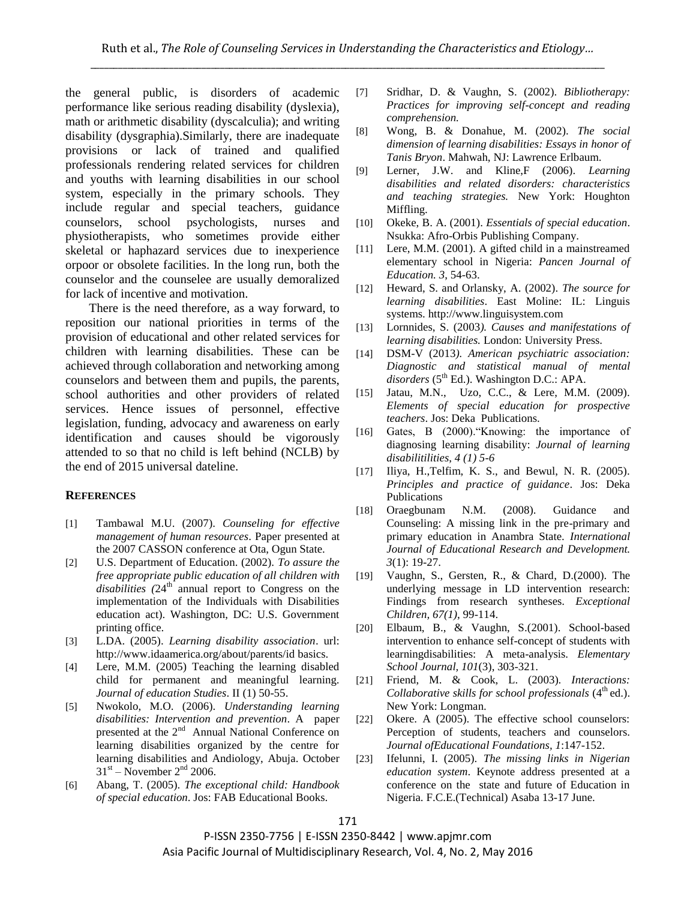the general public, is disorders of academic performance like serious reading disability (dyslexia), math or arithmetic disability (dyscalculia); and writing disability (dysgraphia).Similarly, there are inadequate provisions or lack of trained and qualified professionals rendering related services for children and youths with learning disabilities in our school system, especially in the primary schools. They include regular and special teachers, guidance counselors, school psychologists, nurses and physiotherapists, who sometimes provide either skeletal or haphazard services due to inexperience orpoor or obsolete facilities. In the long run, both the counselor and the counselee are usually demoralized for lack of incentive and motivation.

There is the need therefore, as a way forward, to reposition our national priorities in terms of the provision of educational and other related services for children with learning disabilities. These can be achieved through collaboration and networking among counselors and between them and pupils, the parents, school authorities and other providers of related services. Hence issues of personnel, effective legislation, funding, advocacy and awareness on early identification and causes should be vigorously attended to so that no child is left behind (NCLB) by the end of 2015 universal dateline.

## REFERENCES

[1] Tambawal M.U. (2007). *Counseling for effective management of human resources*. Paper presented at the 2007 CASSON conference at Ota, Ogun State.

[2] U.S. Department of Education. (2002). *To assure the free appropriate public education of all children with disabilities (*24th annual report to Congress on the implementation of the Individuals with Disabilities education act). Washington, DC: U.S. Government printing office.

[3] L.DA. (2005). *Learning disability association*. url: http://www.idaamerica.org/about/parents/id basics.

[4] Lere, M.M. (2005) Teaching the learning disabled child for permanent and meaningful learning. *Journal of education Studies*. II (1) 50-55.

[5] Nwokolo, M.O. (2006). *Understanding learning disabilities: Intervention and prevention*. A paper presented at the 2nd Annual National Conference on learning disabilities organized by the centre for learning disabilities and Audiology, Abuja. October 31st – November 2nd 2006.

[6] Abang, T. (2005). *The exceptional child: Handbook of special education*. Jos: FAB Educational Books.

[7] Sridhar, D. & Vaughn, S. (2002). *Bibliotherapy: Practices for improving self-concept and reading comprehension.*

[8] Wong, B. & Donahue, M. (2002). *The social dimension of learning disabilities: Essays in honor of Tanis Bryon*. Mahwah, NJ: Lawrence Erlbaum.

[9] Lerner, J.W. and Kline,F (2006). *Learning disabilities and related disorders: characteristics and teaching strategies.* New York: Houghton Miffling.

[10] Okeke, B. A. (2001). *Essentials of special education*. Nsukka: Afro-Orbis Publishing Company.

[11] Lere, M.M. (2001). A gifted child in a mainstreamed elementary school in Nigeria: *Pancen Journal of Education. 3*, 54-63.

[12] Heward, S. and Orlansky, A. (2002). *The source for learning disabilities*. East Moline: IL: Linguis systems. http://www.linguisystem.com

[13] Lornnides, S. (2003*). Causes and manifestations of learning disabilities.* London: University Press.

[14] DSM-V (2013*). American psychiatric association: Diagnostic and statistical manual of mental disorders* (5th Ed.). Washington D.C.: APA.

[15] Jatau, M.N., Uzo, C.C., & Lere, M.M. (2009). *Elements of special education for prospective teachers*. Jos: Deka Publications.

[16] Gates, B (2000)."Knowing: the importance of diagnosing learning disability: *Journal of learning disabilitilities, 4 (1) 5-6*

[17] Iliya, H.,Telfim, K. S., and Bewul, N. R. (2005). *Principles and practice of guidance*. Jos: Deka Publications

[18] Oraegbunam N.M. (2008). Guidance and Counseling: A missing link in the pre-primary and primary education in Anambra State. *International Journal of Educational Research and Development. 3*(1): 19-27.

[19] Vaughn, S., Gersten, R., & Chard, D.(2000). The underlying message in LD intervention research: Findings from research syntheses. *Exceptional Children, 67(1)*, 99-114.

[20] Elbaum, B., & Vaughn, S.(2001). School-based intervention to enhance self-concept of students with learningdisabilities: A meta-analysis. *Elementary School Journal, 101*(3), 303-321.

[21] Friend, M. & Cook, L. (2003). *Interactions: Collaborative skills for school professionals* (4th ed.). New York: Longman.

[22] Okere. A (2005). The effective school counselors: Perception of students, teachers and counselors. *Journal ofEducational Foundations, 1*:147-152.

[23] Ifelunni, I. (2005). *The missing links in Nigerian education system*. Keynote address presented at a conference on the state and future of Education in Nigeria. F.C.E.(Technical) Asaba 13-17 June.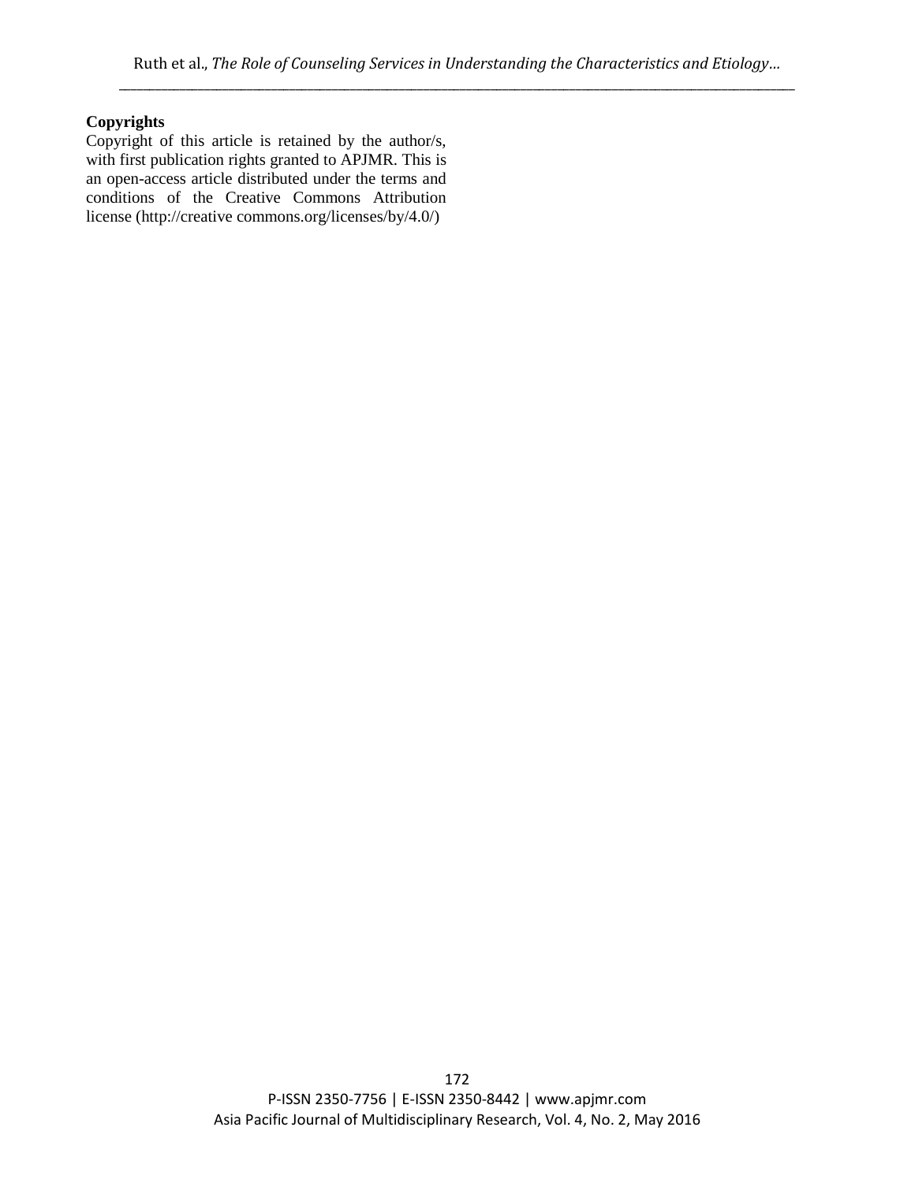**Copyrights**

Copyright of this article is retained by the author/s, with first publication rights granted to APJMR. This is an open-access article distributed under the terms and conditions of the Creative Commons Attribution license (http://creative commons.org/licenses/by/4.0/)